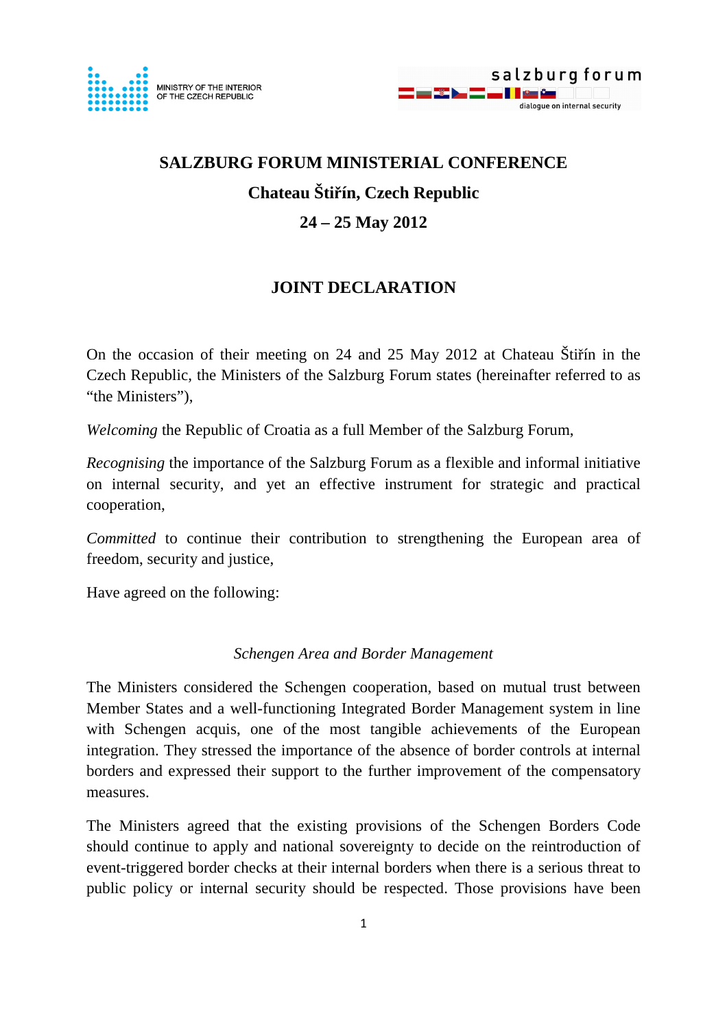MINISTRY OF THE INTERIOR OF THE CZECH REPUBLIC

salzburg forum – dialogue on internal security

# SALZBURG FORUM MINISTERIAL CONFERENCE

## Chateau Štiřín, Czech Republic

## 24 – 25 May 2012

## JOINT DECLARATION

On the occasion of their meeting on 24 and 25 May 2012 at Chateau Štiřín in the Czech Republic, the Ministers of the Salzburg Forum states (hereinafter referred to as "the Ministers"),

*Welcoming* the Republic of Croatia as a full Member of the Salzburg Forum,

*Recognising* the importance of the Salzburg Forum as a flexible and informal initiative on internal security, and yet an effective instrument for strategic and practical cooperation,

*Committed* to continue their contribution to strengthening the European area of freedom, security and justice,

Have agreed on the following:

### *Schengen Area and Border Management*

The Ministers considered the Schengen cooperation, based on mutual trust between Member States and a well-functioning Integrated Border Management system in line with Schengen acquis, one of the most tangible achievements of the European integration. They stressed the importance of the absence of border controls at internal borders and expressed their support to the further improvement of the compensatory measures.

The Ministers agreed that the existing provisions of the Schengen Borders Code should continue to apply and national sovereignty to decide on the reintroduction of event-triggered border checks at their internal borders when there is a serious threat to public policy or internal security should be respected. Those provisions have been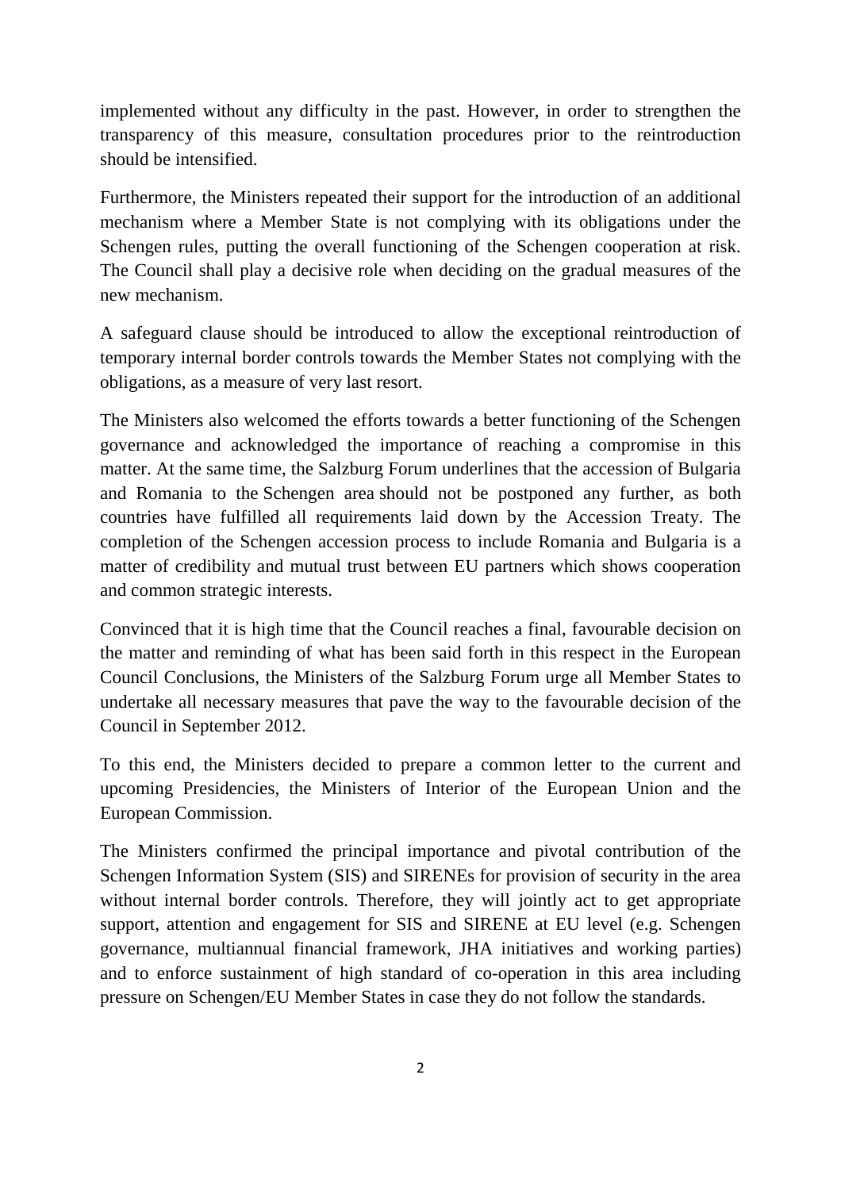implemented without any difficulty in the past. However, in order to strengthen the transparency of this measure, consultation procedures prior to the reintroduction should be intensified.

Furthermore, the Ministers repeated their support for the introduction of an additional mechanism where a Member State is not complying with its obligations under the Schengen rules, putting the overall functioning of the Schengen cooperation at risk. The Council shall play a decisive role when deciding on the gradual measures of the new mechanism.

A safeguard clause should be introduced to allow the exceptional reintroduction of temporary internal border controls towards the Member States not complying with the obligations, as a measure of very last resort.

The Ministers also welcomed the efforts towards a better functioning of the Schengen governance and acknowledged the importance of reaching a compromise in this matter. At the same time, the Salzburg Forum underlines that the accession of Bulgaria and Romania to the Schengen area should not be postponed any further, as both countries have fulfilled all requirements laid down by the Accession Treaty. The completion of the Schengen accession process to include Romania and Bulgaria is a matter of credibility and mutual trust between EU partners which shows cooperation and common strategic interests.

Convinced that it is high time that the Council reaches a final, favourable decision on the matter and reminding of what has been said forth in this respect in the European Council Conclusions, the Ministers of the Salzburg Forum urge all Member States to undertake all necessary measures that pave the way to the favourable decision of the Council in September 2012.

To this end, the Ministers decided to prepare a common letter to the current and upcoming Presidencies, the Ministers of Interior of the European Union and the European Commission.

The Ministers confirmed the principal importance and pivotal contribution of the Schengen Information System (SIS) and SIRENEs for provision of security in the area without internal border controls. Therefore, they will jointly act to get appropriate support, attention and engagement for SIS and SIRENE at EU level (e.g. Schengen governance, multiannual financial framework, JHA initiatives and working parties) and to enforce sustainment of high standard of co-operation in this area including pressure on Schengen/EU Member States in case they do not follow the standards.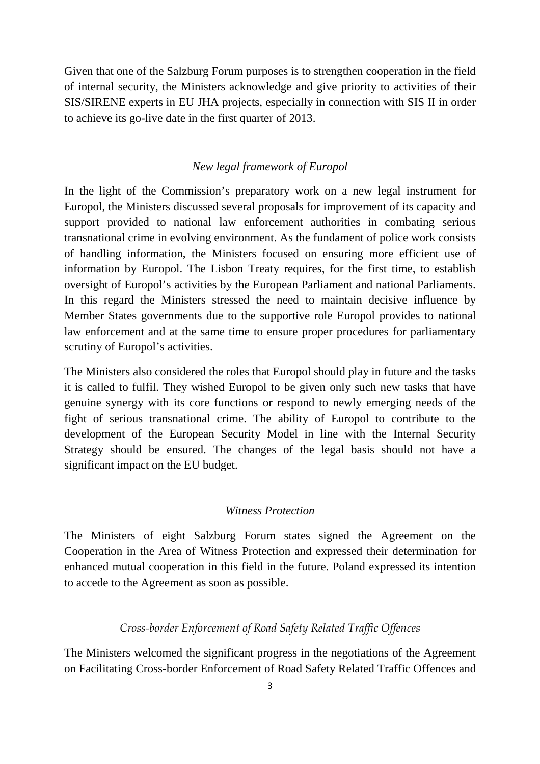Given that one of the Salzburg Forum purposes is to strengthen cooperation in the field of internal security, the Ministers acknowledge and give priority to activities of their SIS/SIRENE experts in EU JHA projects, especially in connection with SIS II in order to achieve its go-live date in the first quarter of 2013.

### *New legal framework of Europol*

In the light of the Commission's preparatory work on a new legal instrument for Europol, the Ministers discussed several proposals for improvement of its capacity and support provided to national law enforcement authorities in combating serious transnational crime in evolving environment. As the fundament of police work consists of handling information, the Ministers focused on ensuring more efficient use of information by Europol. The Lisbon Treaty requires, for the first time, to establish oversight of Europol's activities by the European Parliament and national Parliaments. In this regard the Ministers stressed the need to maintain decisive influence by Member States governments due to the supportive role Europol provides to national law enforcement and at the same time to ensure proper procedures for parliamentary scrutiny of Europol's activities.

The Ministers also considered the roles that Europol should play in future and the tasks it is called to fulfil. They wished Europol to be given only such new tasks that have genuine synergy with its core functions or respond to newly emerging needs of the fight of serious transnational crime. The ability of Europol to contribute to the development of the European Security Model in line with the Internal Security Strategy should be ensured. The changes of the legal basis should not have a significant impact on the EU budget.

### *Witness Protection*

The Ministers of eight Salzburg Forum states signed the Agreement on the Cooperation in the Area of Witness Protection and expressed their determination for enhanced mutual cooperation in this field in the future. Poland expressed its intention to accede to the Agreement as soon as possible.

### *Cross-border Enforcement of Road Safety Related Traffic Offences*

The Ministers welcomed the significant progress in the negotiations of the Agreement on Facilitating Cross-border Enforcement of Road Safety Related Traffic Offences and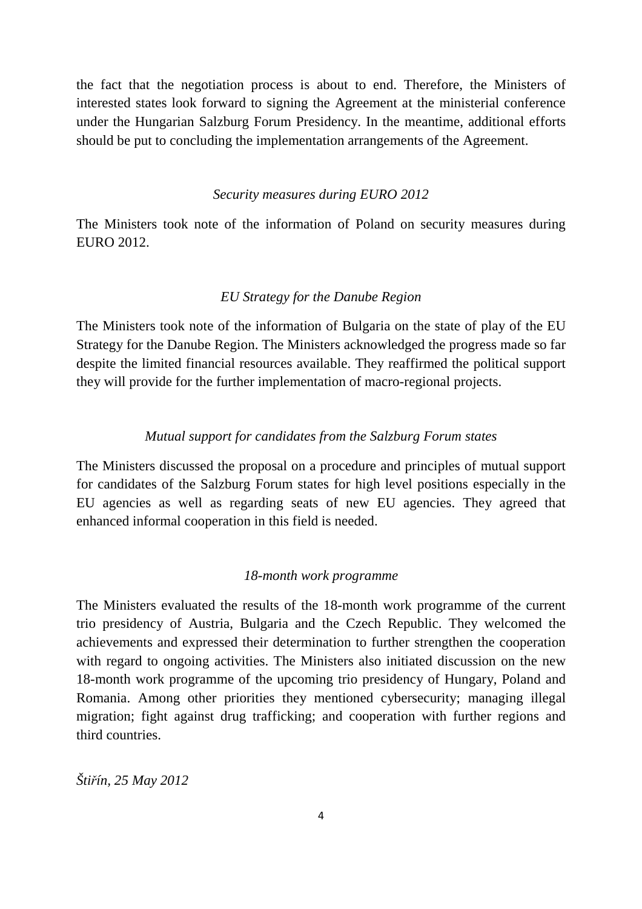the fact that the negotiation process is about to end. Therefore, the Ministers of interested states look forward to signing the Agreement at the ministerial conference under the Hungarian Salzburg Forum Presidency. In the meantime, additional efforts should be put to concluding the implementation arrangements of the Agreement.

*Security measures during EURO 2012*

The Ministers took note of the information of Poland on security measures during EURO 2012.

*EU Strategy for the Danube Region*

The Ministers took note of the information of Bulgaria on the state of play of the EU Strategy for the Danube Region. The Ministers acknowledged the progress made so far despite the limited financial resources available. They reaffirmed the political support they will provide for the further implementation of macro-regional projects.

*Mutual support for candidates from the Salzburg Forum states*

The Ministers discussed the proposal on a procedure and principles of mutual support for candidates of the Salzburg Forum states for high level positions especially in the EU agencies as well as regarding seats of new EU agencies. They agreed that enhanced informal cooperation in this field is needed.

*18-month work programme*

The Ministers evaluated the results of the 18-month work programme of the current trio presidency of Austria, Bulgaria and the Czech Republic. They welcomed the achievements and expressed their determination to further strengthen the cooperation with regard to ongoing activities. The Ministers also initiated discussion on the new 18-month work programme of the upcoming trio presidency of Hungary, Poland and Romania. Among other priorities they mentioned cybersecurity; managing illegal migration; fight against drug trafficking; and cooperation with further regions and third countries.

*Štiřín, 25 May 2012*